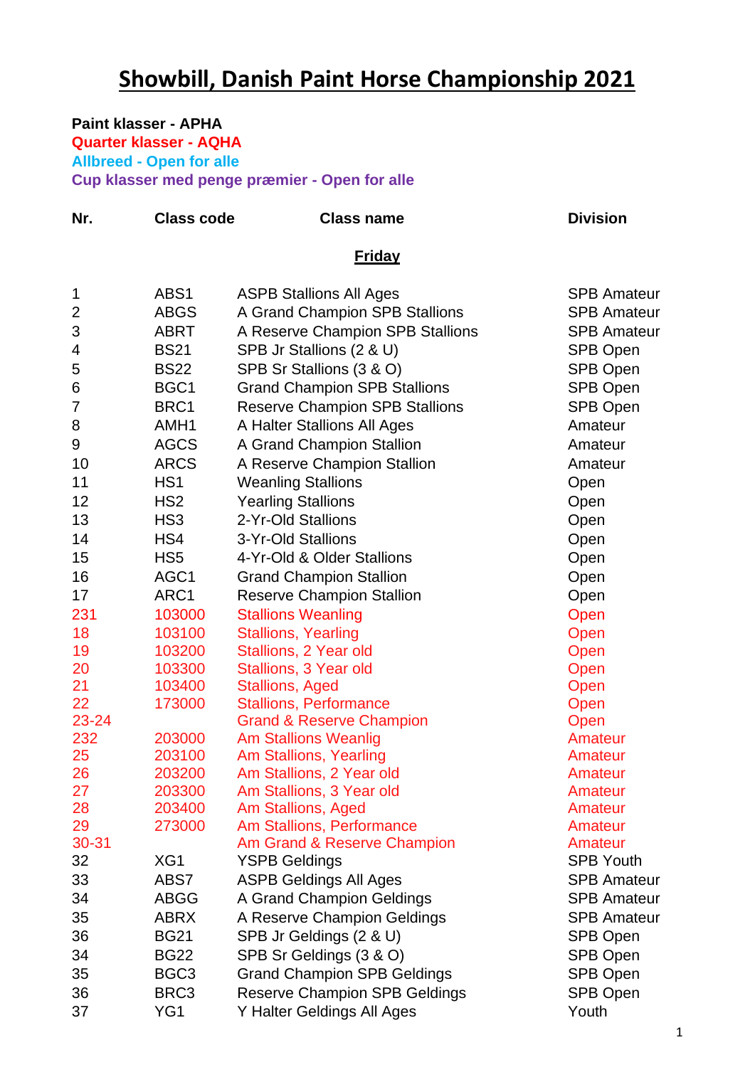# Showbill, Danish Paint Horse Championship 2021

**Paint klasser - APHA**
**Quarter klasser - AQHA**
**Allbreed - Open for alle**
**Cup klasser med penge præmier - Open for alle**

| Nr. | Class code | Class name | Division |
|---|---|---|---|
| | | **Friday** | |
| 1 | ABS1 | ASPB Stallions All Ages | SPB Amateur |
| 2 | ABGS | A Grand Champion SPB Stallions | SPB Amateur |
| 3 | ABRT | A Reserve Champion SPB Stallions | SPB Amateur |
| 4 | BS21 | SPB Jr Stallions (2 & U) | SPB Open |
| 5 | BS22 | SPB Sr Stallions (3 & O) | SPB Open |
| 6 | BGC1 | Grand Champion SPB Stallions | SPB Open |
| 7 | BRC1 | Reserve Champion SPB Stallions | SPB Open |
| 8 | AMH1 | A Halter Stallions All Ages | Amateur |
| 9 | AGCS | A Grand Champion Stallion | Amateur |
| 10 | ARCS | A Reserve Champion Stallion | Amateur |
| 11 | HS1 | Weanling Stallions | Open |
| 12 | HS2 | Yearling Stallions | Open |
| 13 | HS3 | 2-Yr-Old Stallions | Open |
| 14 | HS4 | 3-Yr-Old Stallions | Open |
| 15 | HS5 | 4-Yr-Old & Older Stallions | Open |
| 16 | AGC1 | Grand Champion Stallion | Open |
| 17 | ARC1 | Reserve Champion Stallion | Open |
| 231 | 103000 | Stallions Weanling | Open |
| 18 | 103100 | Stallions, Yearling | Open |
| 19 | 103200 | Stallions, 2 Year old | Open |
| 20 | 103300 | Stallions, 3 Year old | Open |
| 21 | 103400 | Stallions, Aged | Open |
| 22 | 173000 | Stallions, Performance | Open |
| 23-24 | | Grand & Reserve Champion | Open |
| 232 | 203000 | Am Stallions Weanlig | Amateur |
| 25 | 203100 | Am Stallions, Yearling | Amateur |
| 26 | 203200 | Am Stallions, 2 Year old | Amateur |
| 27 | 203300 | Am Stallions, 3 Year old | Amateur |
| 28 | 203400 | Am Stallions, Aged | Amateur |
| 29 | 273000 | Am Stallions, Performance | Amateur |
| 30-31 | | Am Grand & Reserve Champion | Amateur |
| 32 | XG1 | YSPB Geldings | SPB Youth |
| 33 | ABS7 | ASPB Geldings All Ages | SPB Amateur |
| 34 | ABGG | A Grand Champion Geldings | SPB Amateur |
| 35 | ABRX | A Reserve Champion Geldings | SPB Amateur |
| 36 | BG21 | SPB Jr Geldings (2 & U) | SPB Open |
| 34 | BG22 | SPB Sr Geldings (3 & O) | SPB Open |
| 35 | BGC3 | Grand Champion SPB Geldings | SPB Open |
| 36 | BRC3 | Reserve Champion SPB Geldings | SPB Open |
| 37 | YG1 | Y Halter Geldings All Ages | Youth |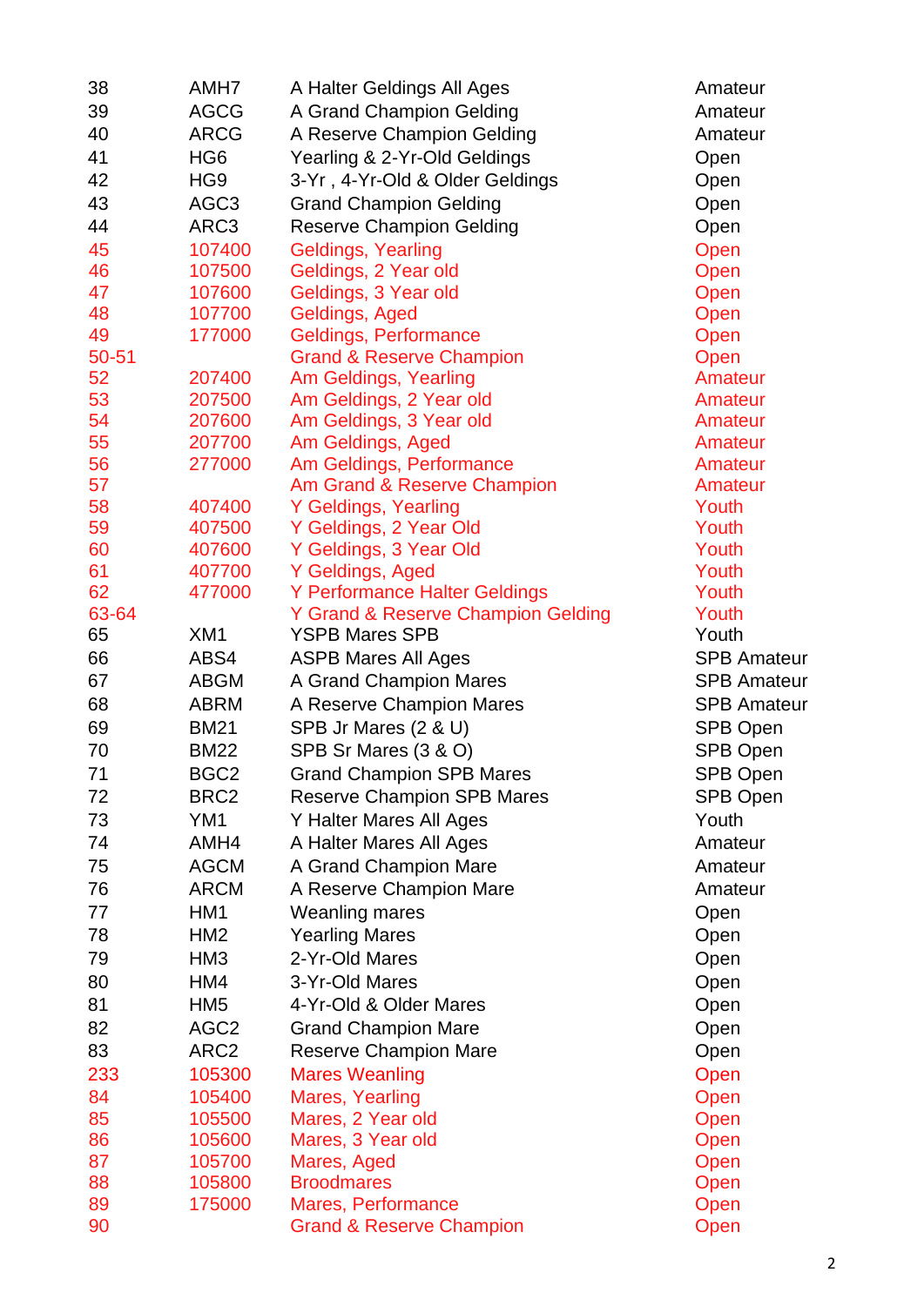| | | | |
|---|---|---|---|
| 38 | AMH7 | A Halter Geldings All Ages | Amateur |
| 39 | AGCG | A Grand Champion Gelding | Amateur |
| 40 | ARCG | A Reserve Champion Gelding | Amateur |
| 41 | HG6 | Yearling & 2-Yr-Old Geldings | Open |
| 42 | HG9 | 3-Yr , 4-Yr-Old & Older Geldings | Open |
| 43 | AGC3 | Grand Champion Gelding | Open |
| 44 | ARC3 | Reserve Champion Gelding | Open |
| 45 | 107400 | Geldings, Yearling | Open |
| 46 | 107500 | Geldings, 2 Year old | Open |
| 47 | 107600 | Geldings, 3 Year old | Open |
| 48 | 107700 | Geldings, Aged | Open |
| 49 | 177000 | Geldings, Performance | Open |
| 50-51 | | Grand & Reserve Champion | Open |
| 52 | 207400 | Am Geldings, Yearling | Amateur |
| 53 | 207500 | Am Geldings, 2 Year old | Amateur |
| 54 | 207600 | Am Geldings, 3 Year old | Amateur |
| 55 | 207700 | Am Geldings, Aged | Amateur |
| 56 | 277000 | Am Geldings, Performance | Amateur |
| 57 | | Am Grand & Reserve Champion | Amateur |
| 58 | 407400 | Y Geldings, Yearling | Youth |
| 59 | 407500 | Y Geldings, 2 Year Old | Youth |
| 60 | 407600 | Y Geldings, 3 Year Old | Youth |
| 61 | 407700 | Y Geldings, Aged | Youth |
| 62 | 477000 | Y Performance Halter Geldings | Youth |
| 63-64 | | Y Grand & Reserve Champion Gelding | Youth |
| 65 | XM1 | YSPB Mares SPB | Youth |
| 66 | ABS4 | ASPB Mares All Ages | SPB Amateur |
| 67 | ABGM | A Grand Champion Mares | SPB Amateur |
| 68 | ABRM | A Reserve Champion Mares | SPB Amateur |
| 69 | BM21 | SPB Jr Mares (2 & U) | SPB Open |
| 70 | BM22 | SPB Sr Mares (3 & O) | SPB Open |
| 71 | BGC2 | Grand Champion SPB Mares | SPB Open |
| 72 | BRC2 | Reserve Champion SPB Mares | SPB Open |
| 73 | YM1 | Y Halter Mares All Ages | Youth |
| 74 | AMH4 | A Halter Mares All Ages | Amateur |
| 75 | AGCM | A Grand Champion Mare | Amateur |
| 76 | ARCM | A Reserve Champion Mare | Amateur |
| 77 | HM1 | Weanling mares | Open |
| 78 | HM2 | Yearling Mares | Open |
| 79 | HM3 | 2-Yr-Old Mares | Open |
| 80 | HM4 | 3-Yr-Old Mares | Open |
| 81 | HM5 | 4-Yr-Old & Older Mares | Open |
| 82 | AGC2 | Grand Champion Mare | Open |
| 83 | ARC2 | Reserve Champion Mare | Open |
| 233 | 105300 | Mares Weanling | Open |
| 84 | 105400 | Mares, Yearling | Open |
| 85 | 105500 | Mares, 2 Year old | Open |
| 86 | 105600 | Mares, 3 Year old | Open |
| 87 | 105700 | Mares, Aged | Open |
| 88 | 105800 | Broodmares | Open |
| 89 | 175000 | Mares, Performance | Open |
| 90 | | Grand & Reserve Champion | Open |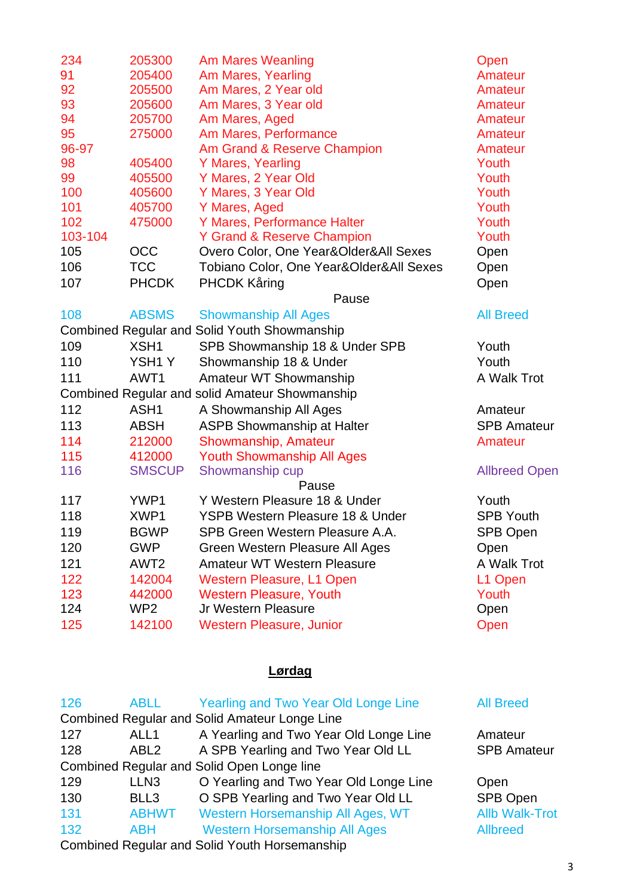| | | | |
|---|---|---|---|
| 234 | 205300 | Am Mares Weanling | Open |
| 91 | 205400 | Am Mares, Yearling | Amateur |
| 92 | 205500 | Am Mares, 2 Year old | Amateur |
| 93 | 205600 | Am Mares, 3 Year old | Amateur |
| 94 | 205700 | Am Mares, Aged | Amateur |
| 95 | 275000 | Am Mares, Performance | Amateur |
| 96-97 | | Am Grand & Reserve Champion | Amateur |
| 98 | 405400 | Y Mares, Yearling | Youth |
| 99 | 405500 | Y Mares, 2 Year Old | Youth |
| 100 | 405600 | Y Mares, 3 Year Old | Youth |
| 101 | 405700 | Y Mares, Aged | Youth |
| 102 | 475000 | Y Mares, Performance Halter | Youth |
| 103-104 | | Y Grand & Reserve Champion | Youth |
| 105 | OCC | Overo Color, One Year&Older&All Sexes | Open |
| 106 | TCC | Tobiano Color, One Year&Older&All Sexes | Open |
| 107 | PHCDK | PHCDK Kåring | Open |

Pause

| | | | |
|---|---|---|---|
| 108 | ABSMS | Showmanship All Ages | All Breed |

Combined Regular and Solid Youth Showmanship

| | | | |
|---|---|---|---|
| 109 | XSH1 | SPB Showmanship 18 & Under SPB | Youth |
| 110 | YSH1 Y | Showmanship 18 & Under | Youth |
| 111 | AWT1 | Amateur WT Showmanship | A Walk Trot |

Combined Regular and solid Amateur Showmanship

| | | | |
|---|---|---|---|
| 112 | ASH1 | A Showmanship All Ages | Amateur |
| 113 | ABSH | ASPB Showmanship at Halter | SPB Amateur |
| 114 | 212000 | Showmanship, Amateur | Amateur |
| 115 | 412000 | Youth Showmanship All Ages | |
| 116 | SMSCUP | Showmanship cup | Allbreed Open |

Pause

| | | | |
|---|---|---|---|
| 117 | YWP1 | Y Western Pleasure 18 & Under | Youth |
| 118 | XWP1 | YSPB Western Pleasure 18 & Under | SPB Youth |
| 119 | BGWP | SPB Green Western Pleasure A.A. | SPB Open |
| 120 | GWP | Green Western Pleasure All Ages | Open |
| 121 | AWT2 | Amateur WT Western Pleasure | A Walk Trot |
| 122 | 142004 | Western Pleasure, L1 Open | L1 Open |
| 123 | 442000 | Western Pleasure, Youth | Youth |
| 124 | WP2 | Jr Western Pleasure | Open |
| 125 | 142100 | Western Pleasure, Junior | Open |

## **Lørdag**

| | | | |
|---|---|---|---|
| 126 | ABLL | Yearling and Two Year Old Longe Line | All Breed |

Combined Regular and Solid Amateur Longe Line

| | | | |
|---|---|---|---|
| 127 | ALL1 | A Yearling and Two Year Old Longe Line | Amateur |
| 128 | ABL2 | A SPB Yearling and Two Year Old LL | SPB Amateur |

Combined Regular and Solid Open Longe line

| | | | |
|---|---|---|---|
| 129 | LLN3 | O Yearling and Two Year Old Longe Line | Open |
| 130 | BLL3 | O SPB Yearling and Two Year Old LL | SPB Open |
| 131 | ABHWT | Western Horsemanship All Ages, WT | Allb Walk-Trot |
| 132 | ABH | Western Horsemanship All Ages | Allbreed |

Combined Regular and Solid Youth Horsemanship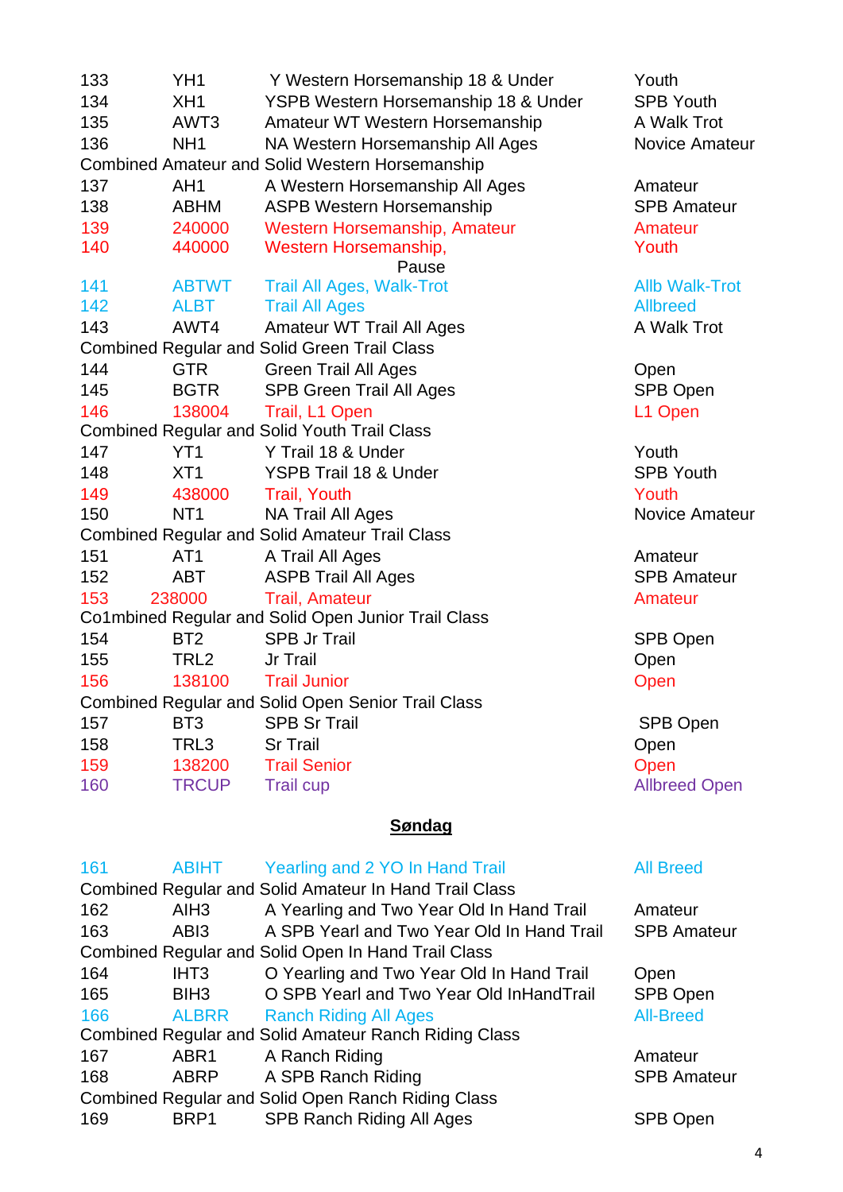| | | | |
|---|---|---|---|
| 133 | YH1 | Y Western Horsemanship 18 & Under | Youth |
| 134 | XH1 | YSPB Western Horsemanship 18 & Under | SPB Youth |
| 135 | AWT3 | Amateur WT Western Horsemanship | A Walk Trot |
| 136 | NH1 | NA Western Horsemanship All Ages | Novice Amateur |
| Combined Amateur and Solid Western Horsemanship | | | |
| 137 | AH1 | A Western Horsemanship All Ages | Amateur |
| 138 | ABHM | ASPB Western Horsemanship | SPB Amateur |
| 139 | 240000 | Western Horsemanship, Amateur | Amateur |
| 140 | 440000 | Western Horsemanship, | Youth |
| | | Pause | |
| 141 | ABTWT | Trail All Ages, Walk-Trot | Allb Walk-Trot |
| 142 | ALBT | Trail All Ages | Allbreed |
| 143 | AWT4 | Amateur WT Trail All Ages | A Walk Trot |
| Combined Regular and Solid Green Trail Class | | | |
| 144 | GTR | Green Trail All Ages | Open |
| 145 | BGTR | SPB Green Trail All Ages | SPB Open |
| 146 | 138004 | Trail, L1 Open | L1 Open |
| Combined Regular and Solid Youth Trail Class | | | |
| 147 | YT1 | Y Trail 18 & Under | Youth |
| 148 | XT1 | YSPB Trail 18 & Under | SPB Youth |
| 149 | 438000 | Trail, Youth | Youth |
| 150 | NT1 | NA Trail All Ages | Novice Amateur |
| Combined Regular and Solid Amateur Trail Class | | | |
| 151 | AT1 | A Trail All Ages | Amateur |
| 152 | ABT | ASPB Trail All Ages | SPB Amateur |
| 153 | 238000 | Trail, Amateur | Amateur |
| Co1mbined Regular and Solid Open Junior Trail Class | | | |
| 154 | BT2 | SPB Jr Trail | SPB Open |
| 155 | TRL2 | Jr Trail | Open |
| 156 | 138100 | Trail Junior | Open |
| Combined Regular and Solid Open Senior Trail Class | | | |
| 157 | BT3 | SPB Sr Trail | SPB Open |
| 158 | TRL3 | Sr Trail | Open |
| 159 | 138200 | Trail Senior | Open |
| 160 | TRCUP | Trail cup | Allbreed Open |

## Søndag

| | | | |
|---|---|---|---|
| 161 | ABIHT | Yearling and 2 YO In Hand Trail | All Breed |
| Combined Regular and Solid Amateur In Hand Trail Class | | | |
| 162 | AIH3 | A Yearling and Two Year Old In Hand Trail | Amateur |
| 163 | ABI3 | A SPB Yearl and Two Year Old In Hand Trail | SPB Amateur |
| Combined Regular and Solid Open In Hand Trail Class | | | |
| 164 | IHT3 | O Yearling and Two Year Old In Hand Trail | Open |
| 165 | BIH3 | O SPB Yearl and Two Year Old InHandTrail | SPB Open |
| 166 | ALBRR | Ranch Riding All Ages | All-Breed |
| Combined Regular and Solid Amateur Ranch Riding Class | | | |
| 167 | ABR1 | A Ranch Riding | Amateur |
| 168 | ABRP | A SPB Ranch Riding | SPB Amateur |
| Combined Regular and Solid Open Ranch Riding Class | | | |
| 169 | BRP1 | SPB Ranch Riding All Ages | SPB Open |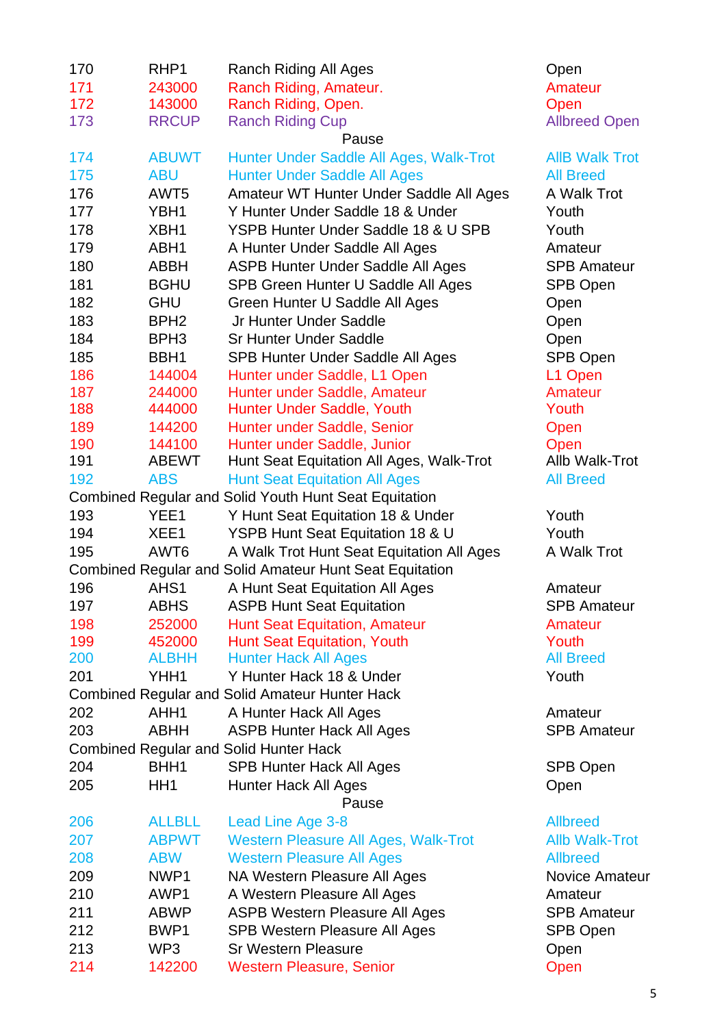| | | | |
|---|---|---|---|
| 170 | RHP1 | Ranch Riding All Ages | Open |
| 171 | 243000 | Ranch Riding, Amateur. | Amateur |
| 172 | 143000 | Ranch Riding, Open. | Open |
| 173 | RRCUP | Ranch Riding Cup | Allbreed Open |
| | | Pause | |
| 174 | ABUWT | Hunter Under Saddle All Ages, Walk-Trot | AllB Walk Trot |
| 175 | ABU | Hunter Under Saddle All Ages | All Breed |
| 176 | AWT5 | Amateur WT Hunter Under Saddle All Ages | A Walk Trot |
| 177 | YBH1 | Y Hunter Under Saddle 18 & Under | Youth |
| 178 | XBH1 | YSPB Hunter Under Saddle 18 & U SPB | Youth |
| 179 | ABH1 | A Hunter Under Saddle All Ages | Amateur |
| 180 | ABBH | ASPB Hunter Under Saddle All Ages | SPB Amateur |
| 181 | BGHU | SPB Green Hunter U Saddle All Ages | SPB Open |
| 182 | GHU | Green Hunter U Saddle All Ages | Open |
| 183 | BPH2 | Jr Hunter Under Saddle | Open |
| 184 | BPH3 | Sr Hunter Under Saddle | Open |
| 185 | BBH1 | SPB Hunter Under Saddle All Ages | SPB Open |
| 186 | 144004 | Hunter under Saddle, L1 Open | L1 Open |
| 187 | 244000 | Hunter under Saddle, Amateur | Amateur |
| 188 | 444000 | Hunter Under Saddle, Youth | Youth |
| 189 | 144200 | Hunter under Saddle, Senior | Open |
| 190 | 144100 | Hunter under Saddle, Junior | Open |
| 191 | ABEWT | Hunt Seat Equitation All Ages, Walk-Trot | Allb Walk-Trot |
| 192 | ABS | Hunt Seat Equitation All Ages | All Breed |
| Combined Regular and Solid Youth Hunt Seat Equitation | | | |
| 193 | YEE1 | Y Hunt Seat Equitation 18 & Under | Youth |
| 194 | XEE1 | YSPB Hunt Seat Equitation 18 & U | Youth |
| 195 | AWT6 | A Walk Trot Hunt Seat Equitation All Ages | A Walk Trot |
| Combined Regular and Solid Amateur Hunt Seat Equitation | | | |
| 196 | AHS1 | A Hunt Seat Equitation All Ages | Amateur |
| 197 | ABHS | ASPB Hunt Seat Equitation | SPB Amateur |
| 198 | 252000 | Hunt Seat Equitation, Amateur | Amateur |
| 199 | 452000 | Hunt Seat Equitation, Youth | Youth |
| 200 | ALBHH | Hunter Hack All Ages | All Breed |
| 201 | YHH1 | Y Hunter Hack 18 & Under | Youth |
| Combined Regular and Solid Amateur Hunter Hack | | | |
| 202 | AHH1 | A Hunter Hack All Ages | Amateur |
| 203 | ABHH | ASPB Hunter Hack All Ages | SPB Amateur |
| Combined Regular and Solid Hunter Hack | | | |
| 204 | BHH1 | SPB Hunter Hack All Ages | SPB Open |
| 205 | HH1 | Hunter Hack All Ages | Open |
| | | Pause | |
| 206 | ALLBLL | Lead Line Age 3-8 | Allbreed |
| 207 | ABPWT | Western Pleasure All Ages, Walk-Trot | Allb Walk-Trot |
| 208 | ABW | Western Pleasure All Ages | Allbreed |
| 209 | NWP1 | NA Western Pleasure All Ages | Novice Amateur |
| 210 | AWP1 | A Western Pleasure All Ages | Amateur |
| 211 | ABWP | ASPB Western Pleasure All Ages | SPB Amateur |
| 212 | BWP1 | SPB Western Pleasure All Ages | SPB Open |
| 213 | WP3 | Sr Western Pleasure | Open |
| 214 | 142200 | Western Pleasure, Senior | Open |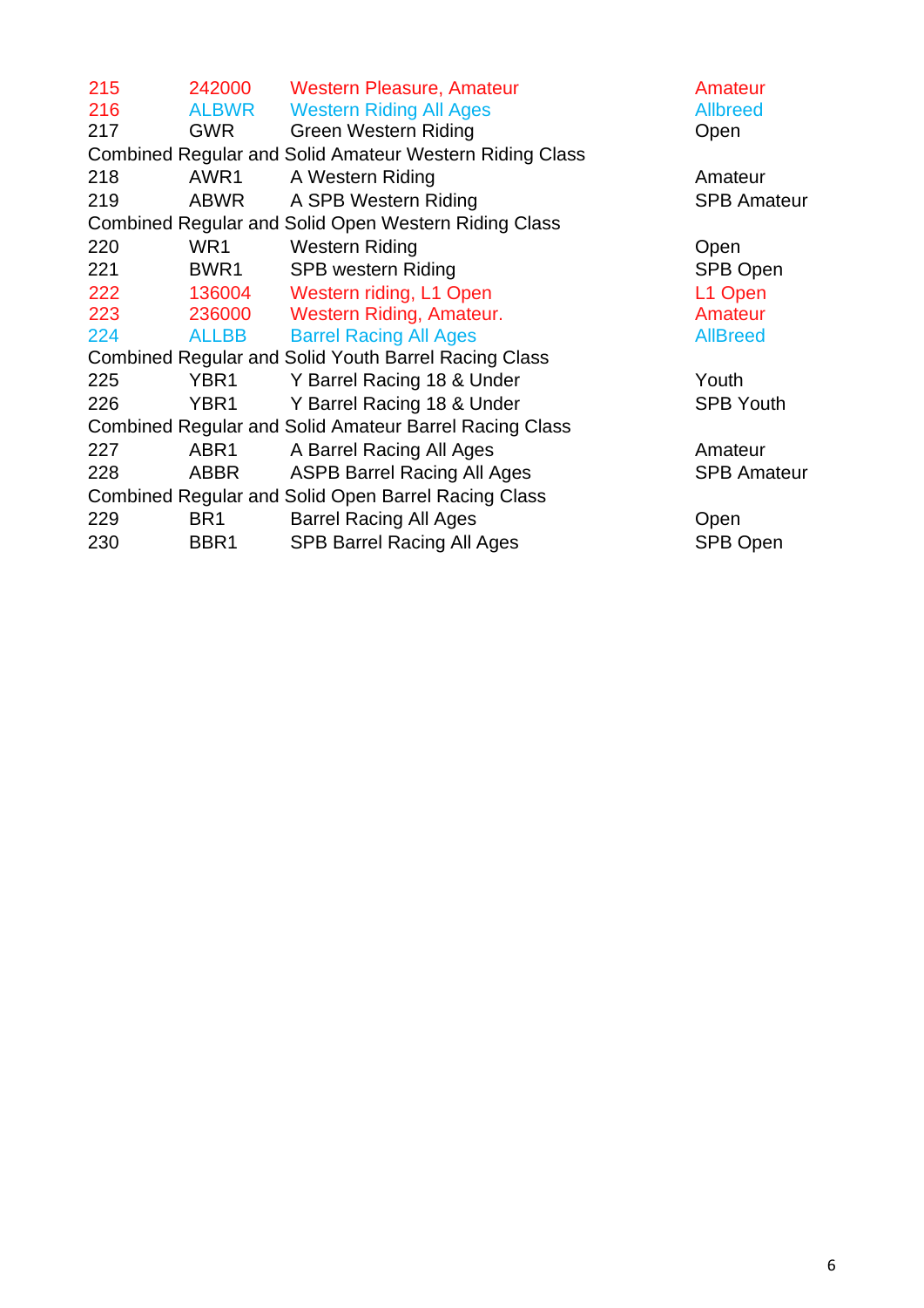| | | | |
|---|---|---|---|
| 215 | 242000 | Western Pleasure, Amateur | Amateur |
| 216 | ALBWR | Western Riding All Ages | Allbreed |
| 217 | GWR | Green Western Riding | Open |
| Combined Regular and Solid Amateur Western Riding Class | | | |
| 218 | AWR1 | A Western Riding | Amateur |
| 219 | ABWR | A SPB Western Riding | SPB Amateur |
| Combined Regular and Solid Open Western Riding Class | | | |
| 220 | WR1 | Western Riding | Open |
| 221 | BWR1 | SPB western Riding | SPB Open |
| 222 | 136004 | Western riding, L1 Open | L1 Open |
| 223 | 236000 | Western Riding, Amateur. | Amateur |
| 224 | ALLBB | Barrel Racing All Ages | AllBreed |
| Combined Regular and Solid Youth Barrel Racing Class | | | |
| 225 | YBR1 | Y Barrel Racing 18 & Under | Youth |
| 226 | YBR1 | Y Barrel Racing 18 & Under | SPB Youth |
| Combined Regular and Solid Amateur Barrel Racing Class | | | |
| 227 | ABR1 | A Barrel Racing All Ages | Amateur |
| 228 | ABBR | ASPB Barrel Racing All Ages | SPB Amateur |
| Combined Regular and Solid Open Barrel Racing Class | | | |
| 229 | BR1 | Barrel Racing All Ages | Open |
| 230 | BBR1 | SPB Barrel Racing All Ages | SPB Open |